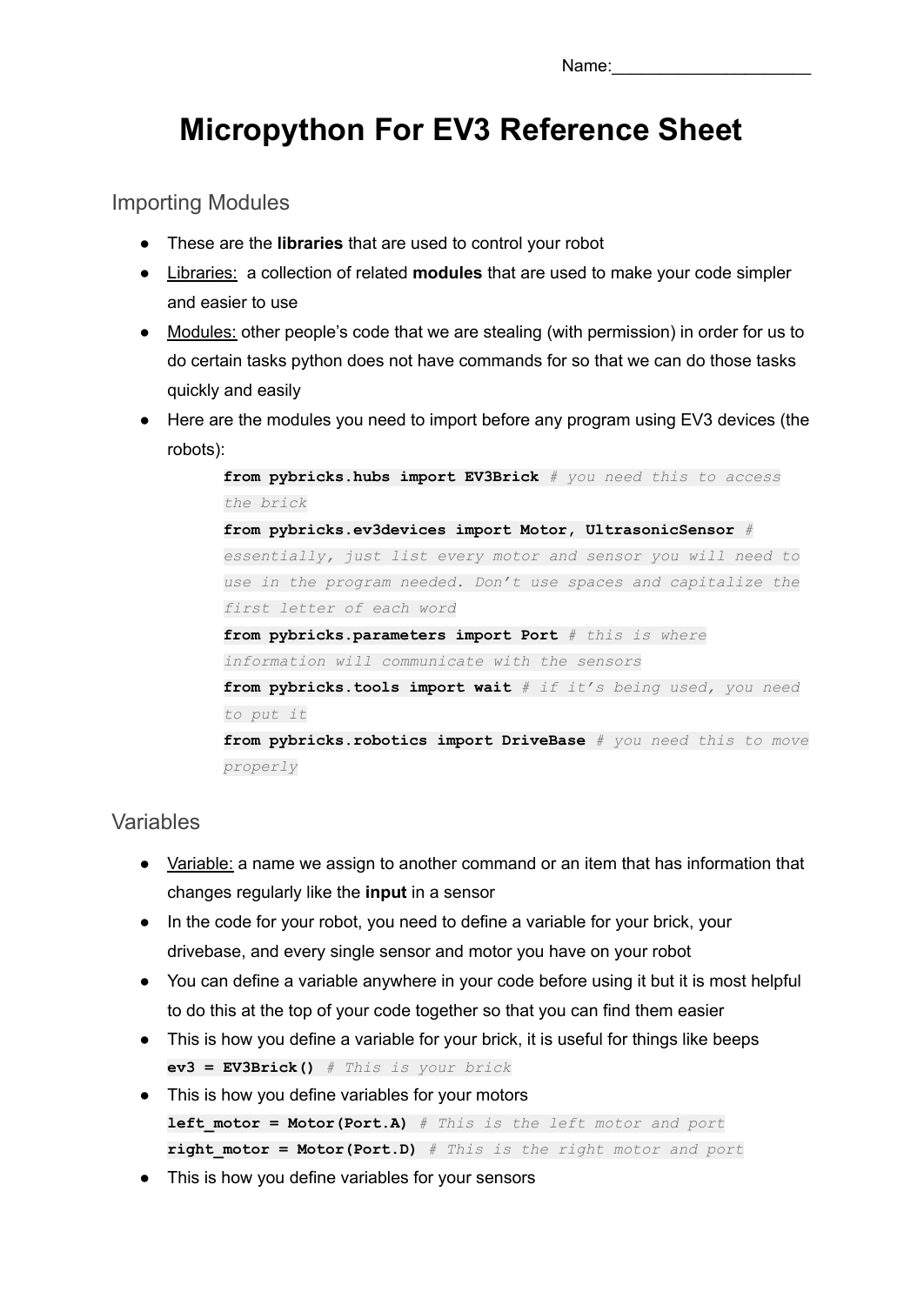Name:_____________________

# Micropython For EV3 Reference Sheet

## Importing Modules

- These are the **libraries** that are used to control your robot
- Libraries: a collection of related **modules** that are used to make your code simpler and easier to use
- Modules: other people's code that we are stealing (with permission) in order for us to do certain tasks python does not have commands for so that we can do those tasks quickly and easily
- Here are the modules you need to import before any program using EV3 devices (the robots):

```
from pybricks.hubs import EV3Brick # you need this to access the brick
from pybricks.ev3devices import Motor, UltrasonicSensor # essentially, just list every motor and sensor you will need to use in the program needed. Don't use spaces and capitalize the first letter of each word
from pybricks.parameters import Port # this is where information will communicate with the sensors
from pybricks.tools import wait # if it's being used, you need to put it
from pybricks.robotics import DriveBase # you need this to move properly
```

## Variables

- Variable: a name we assign to another command or an item that has information that changes regularly like the **input** in a sensor
- In the code for your robot, you need to define a variable for your brick, your drivebase, and every single sensor and motor you have on your robot
- You can define a variable anywhere in your code before using it but it is most helpful to do this at the top of your code together so that you can find them easier
- This is how you define a variable for your brick, it is useful for things like beeps

```
ev3 = EV3Brick() # This is your brick
```

- This is how you define variables for your motors

```
left_motor = Motor(Port.A) # This is the left motor and port
right_motor = Motor(Port.D) # This is the right motor and port
```

- This is how you define variables for your sensors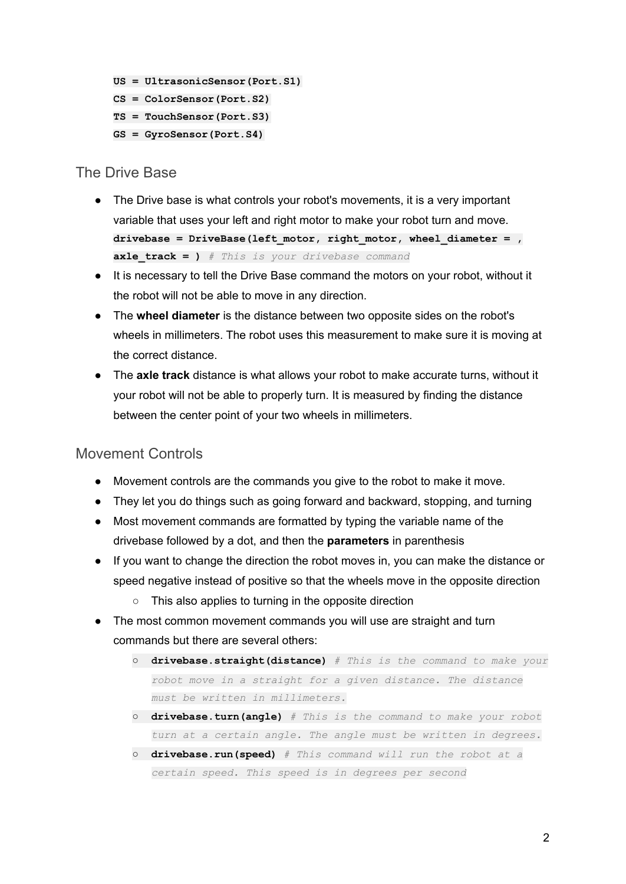```
US = UltrasonicSensor(Port.S1)
CS = ColorSensor(Port.S2)
TS = TouchSensor(Port.S3)
GS = GyroSensor(Port.S4)
```

## The Drive Base

- The Drive base is what controls your robot's movements, it is a very important variable that uses your left and right motor to make your robot turn and move.
  `drivebase = DriveBase(left_motor, right_motor, wheel_diameter = , axle_track = ) # This is your drivebase command`
- It is necessary to tell the Drive Base command the motors on your robot, without it the robot will not be able to move in any direction.
- The **wheel diameter** is the distance between two opposite sides on the robot's wheels in millimeters. The robot uses this measurement to make sure it is moving at the correct distance.
- The **axle track** distance is what allows your robot to make accurate turns, without it your robot will not be able to properly turn. It is measured by finding the distance between the center point of your two wheels in millimeters.

## Movement Controls

- Movement controls are the commands you give to the robot to make it move.
- They let you do things such as going forward and backward, stopping, and turning
- Most movement commands are formatted by typing the variable name of the drivebase followed by a dot, and then the **parameters** in parenthesis
- If you want to change the direction the robot moves in, you can make the distance or speed negative instead of positive so that the wheels move in the opposite direction
  - This also applies to turning in the opposite direction
- The most common movement commands you will use are straight and turn commands but there are several others:
  - `drivebase.straight(distance) # This is the command to make your robot move in a straight for a given distance. The distance must be written in millimeters.`
  - `drivebase.turn(angle) # This is the command to make your robot turn at a certain angle. The angle must be written in degrees.`
  - `drivebase.run(speed) # This command will run the robot at a certain speed. This speed is in degrees per second`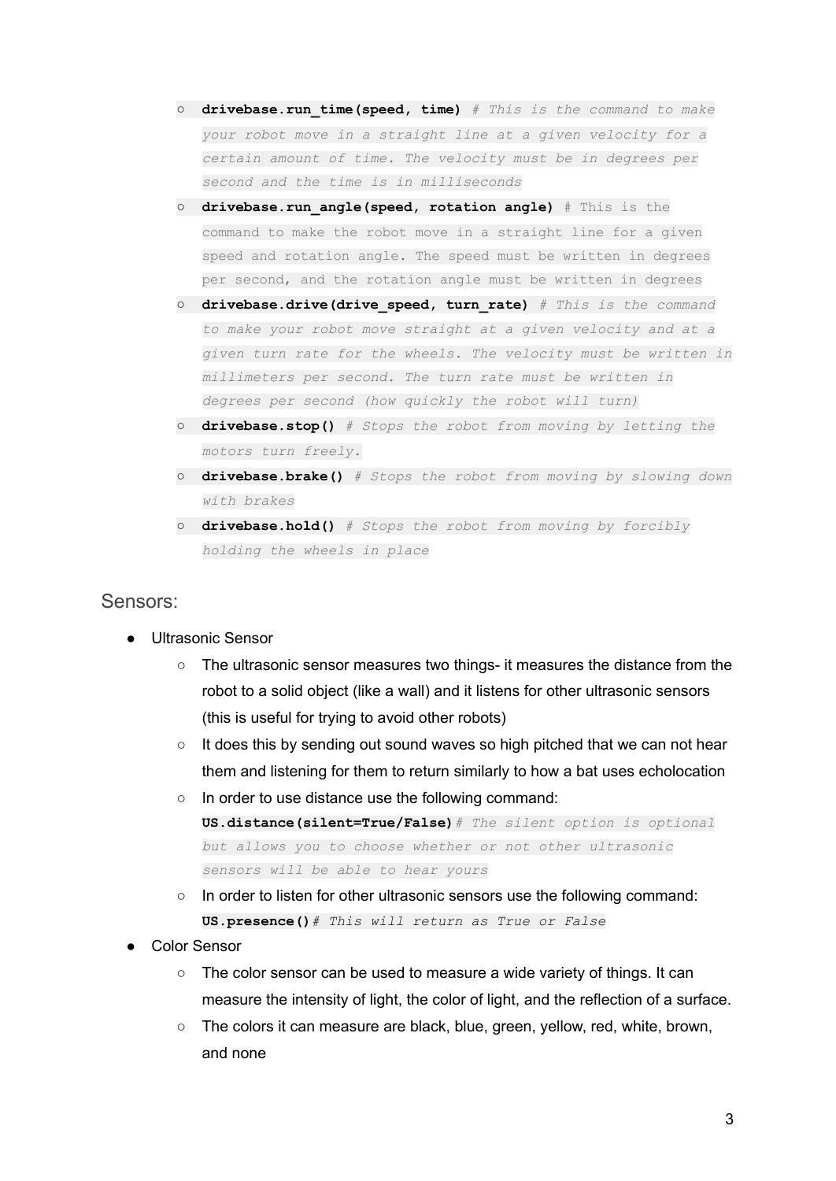- **drivebase.run_time(speed, time)** *# This is the command to make your robot move in a straight line at a given velocity for a certain amount of time. The velocity must be in degrees per second and the time is in milliseconds*
- **drivebase.run_angle(speed, rotation angle)** # This is the command to make the robot move in a straight line for a given speed and rotation angle. The speed must be written in degrees per second, and the rotation angle must be written in degrees
- **drivebase.drive(drive_speed, turn_rate)** *# This is the command to make your robot move straight at a given velocity and at a given turn rate for the wheels. The velocity must be written in millimeters per second. The turn rate must be written in degrees per second (how quickly the robot will turn)*
- **drivebase.stop()** *# Stops the robot from moving by letting the motors turn freely.*
- **drivebase.brake()** *# Stops the robot from moving by slowing down with brakes*
- **drivebase.hold()** *# Stops the robot from moving by forcibly holding the wheels in place*

## Sensors:

- Ultrasonic Sensor
  - The ultrasonic sensor measures two things- it measures the distance from the robot to a solid object (like a wall) and it listens for other ultrasonic sensors (this is useful for trying to avoid other robots)
  - It does this by sending out sound waves so high pitched that we can not hear them and listening for them to return similarly to how a bat uses echolocation
  - In order to use distance use the following command:
    **US.distance(silent=True/False)***# The silent option is optional but allows you to choose whether or not other ultrasonic sensors will be able to hear yours*
  - In order to listen for other ultrasonic sensors use the following command:
    **US.presence()***# This will return as True or False*
- Color Sensor
  - The color sensor can be used to measure a wide variety of things. It can measure the intensity of light, the color of light, and the reflection of a surface.
  - The colors it can measure are black, blue, green, yellow, red, white, brown, and none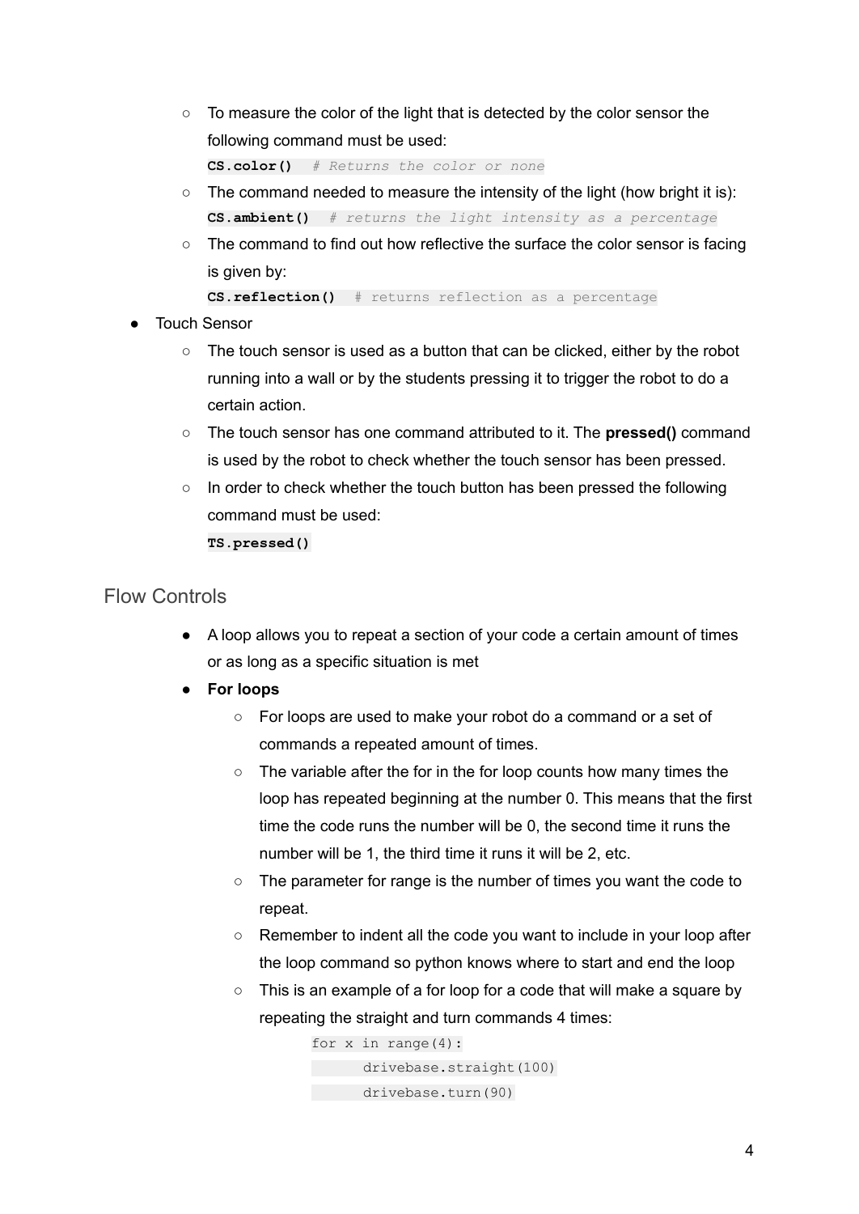- To measure the color of the light that is detected by the color sensor the following command must be used:
  ```
  CS.color()  # Returns the color or none
  ```
- The command needed to measure the intensity of the light (how bright it is):
  ```
  CS.ambient()  # returns the light intensity as a percentage
  ```
- The command to find out how reflective the surface the color sensor is facing is given by:
  ```
  CS.reflection()  # returns reflection as a percentage
  ```

- Touch Sensor
  - The touch sensor is used as a button that can be clicked, either by the robot running into a wall or by the students pressing it to trigger the robot to do a certain action.
  - The touch sensor has one command attributed to it. The **pressed()** command is used by the robot to check whether the touch sensor has been pressed.
  - In order to check whether the touch button has been pressed the following command must be used:
    ```
    TS.pressed()
    ```

## Flow Controls

- A loop allows you to repeat a section of your code a certain amount of times or as long as a specific situation is met
- **For loops**
  - For loops are used to make your robot do a command or a set of commands a repeated amount of times.
  - The variable after the for in the for loop counts how many times the loop has repeated beginning at the number 0. This means that the first time the code runs the number will be 0, the second time it runs the number will be 1, the third time it runs it will be 2, etc.
  - The parameter for range is the number of times you want the code to repeat.
  - Remember to indent all the code you want to include in your loop after the loop command so python knows where to start and end the loop
  - This is an example of a for loop for a code that will make a square by repeating the straight and turn commands 4 times:
    ```
    for x in range(4):
        drivebase.straight(100)
        drivebase.turn(90)
    ```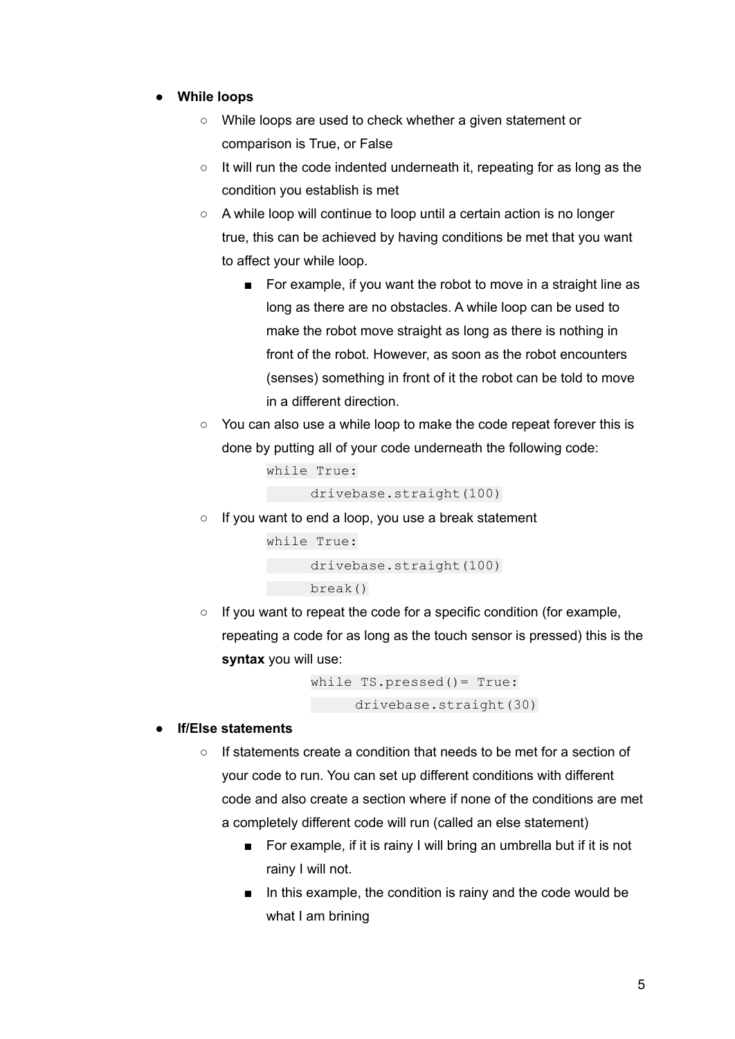- **While loops**
  - While loops are used to check whether a given statement or comparison is True, or False
  - It will run the code indented underneath it, repeating for as long as the condition you establish is met
  - A while loop will continue to loop until a certain action is no longer true, this can be achieved by having conditions be met that you want to affect your while loop.
    - For example, if you want the robot to move in a straight line as long as there are no obstacles. A while loop can be used to make the robot move straight as long as there is nothing in front of the robot. However, as soon as the robot encounters (senses) something in front of it the robot can be told to move in a different direction.
  - You can also use a while loop to make the code repeat forever this is done by putting all of your code underneath the following code:

    ```
    while True:
        drivebase.straight(100)
    ```

  - If you want to end a loop, you use a break statement

    ```
    while True:
        drivebase.straight(100)
        break()
    ```

  - If you want to repeat the code for a specific condition (for example, repeating a code for as long as the touch sensor is pressed) this is the **syntax** you will use:

    ```
    while TS.pressed()= True:
        drivebase.straight(30)
    ```

- **If/Else statements**
  - If statements create a condition that needs to be met for a section of your code to run. You can set up different conditions with different code and also create a section where if none of the conditions are met a completely different code will run (called an else statement)
    - For example, if it is rainy I will bring an umbrella but if it is not rainy I will not.
    - In this example, the condition is rainy and the code would be what I am brining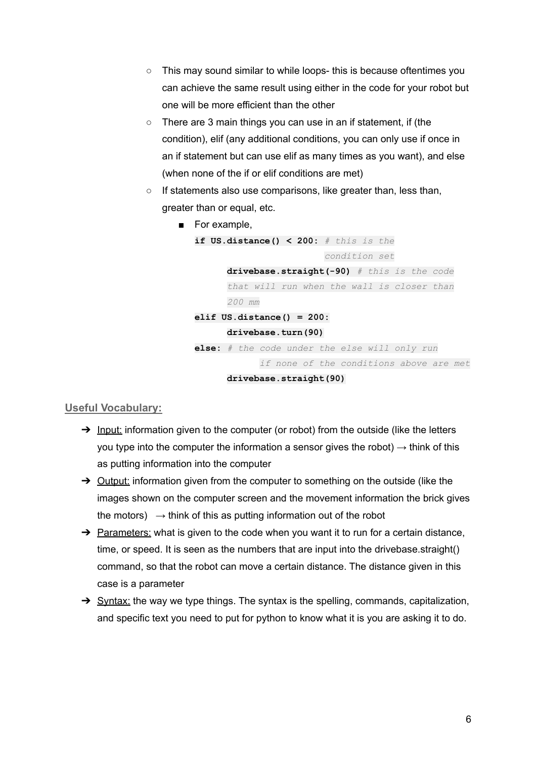- This may sound similar to while loops- this is because oftentimes you can achieve the same result using either in the code for your robot but one will be more efficient than the other
- There are 3 main things you can use in an if statement, if (the condition), elif (any additional conditions, you can only use if once in an if statement but can use elif as many times as you want), and else (when none of the if or elif conditions are met)
- If statements also use comparisons, like greater than, less than, greater than or equal, etc.
  - For example,

```
if US.distance() < 200: # this is the condition set
    drivebase.straight(-90) # this is the code that will run when the wall is closer than 200 mm
elif US.distance() = 200:
    drivebase.turn(90)
else: # the code under the else will only run if none of the conditions above are met
    drivebase.straight(90)
```

## Useful Vocabulary:

- Input: information given to the computer (or robot) from the outside (like the letters you type into the computer the information a sensor gives the robot) → think of this as putting information into the computer
- Output: information given from the computer to something on the outside (like the images shown on the computer screen and the movement information the brick gives the motors) → think of this as putting information out of the robot
- Parameters: what is given to the code when you want it to run for a certain distance, time, or speed. It is seen as the numbers that are input into the drivebase.straight() command, so that the robot can move a certain distance. The distance given in this case is a parameter
- Syntax: the way we type things. The syntax is the spelling, commands, capitalization, and specific text you need to put for python to know what it is you are asking it to do.